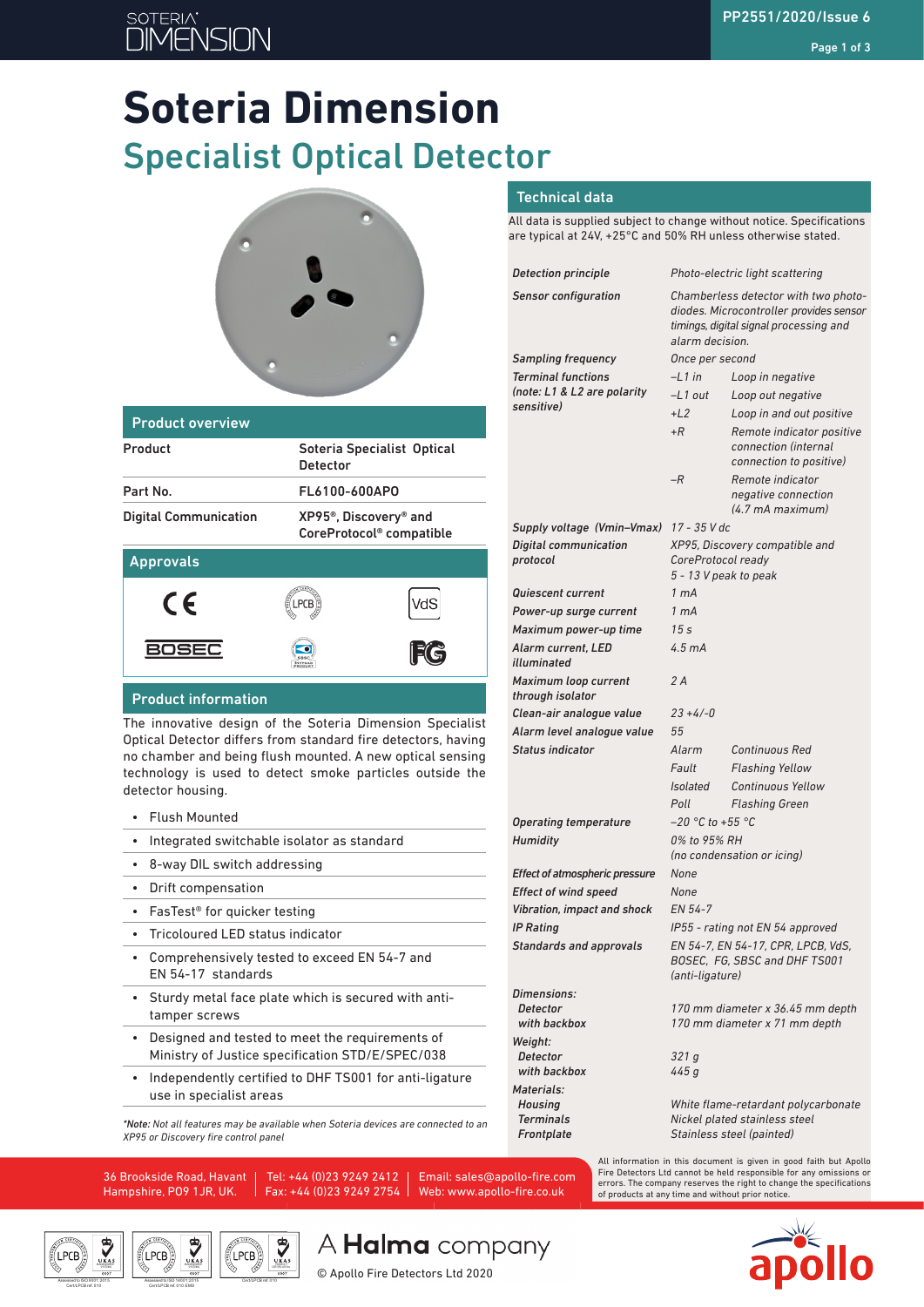# Soteria Dimension

## Specialist Optical Detector

### Product overview

| | |
|---|---|
| Product | Soteria Specialist Optical Detector |
| Part No. | FL6100-600APO |
| Digital Communication | XP95®, Discovery® and CoreProtocol® compatible |

### Approvals

CE, LPCB, VdS, BOSEC, SBSC, FG

### Product information

The innovative design of the Soteria Dimension Specialist Optical Detector differs from standard fire detectors, having no chamber and being flush mounted. A new optical sensing technology is used to detect smoke particles outside the detector housing.

- Flush Mounted
- Integrated switchable isolator as standard
- 8-way DIL switch addressing
- Drift compensation
- FasTest® for quicker testing
- Tricoloured LED status indicator
- Comprehensively tested to exceed EN 54-7 and EN 54-17 standards
- Sturdy metal face plate which is secured with anti-tamper screws
- Designed and tested to meet the requirements of Ministry of Justice specification STD/E/SPEC/038
- Independently certified to DHF TS001 for anti-ligature use in specialist areas

*\*Note: Not all features may be available when Soteria devices are connected to an XP95 or Discovery fire control panel*

### Technical data

All data is supplied subject to change without notice. Specifications are typical at 24V, +25°C and 50% RH unless otherwise stated.

| | | |
|---|---|---|
| *Detection principle* | *Photo-electric light scattering* | |
| *Sensor configuration* | *Chamberless detector with two photo-diodes. Microcontroller provides sensor timings, digital signal processing and alarm decision.* | |
| *Sampling frequency* | *Once per second* | |
| *Terminal functions (note: L1 & L2 are polarity sensitive)* | *–L1 in* | *Loop in negative* |
| | *–L1 out* | *Loop out negative* |
| | *+L2* | *Loop in and out positive* |
| | *+R* | *Remote indicator positive connection (internal connection to positive)* |
| | *–R* | *Remote indicator negative connection (4.7 mA maximum)* |
| *Supply voltage (Vmin–Vmax)* | *17 - 35 V dc* | |
| *Digital communication protocol* | *XP95, Discovery compatible and CoreProtocol ready 5 - 13 V peak to peak* | |
| *Quiescent current* | *1 mA* | |
| *Power-up surge current* | *1 mA* | |
| *Maximum power-up time* | *15 s* | |
| *Alarm current, LED illuminated* | *4.5 mA* | |
| *Maximum loop current through isolator* | *2 A* | |
| *Clean-air analogue value* | *23 +4/-0* | |
| *Alarm level analogue value* | *55* | |
| *Status indicator* | *Alarm* | *Continuous Red* |
| | *Fault* | *Flashing Yellow* |
| | *Isolated* | *Continuous Yellow* |
| | *Poll* | *Flashing Green* |
| *Operating temperature* | *–20 °C to +55 °C* | |
| *Humidity* | *0% to 95% RH (no condensation or icing)* | |
| *Effect of atmospheric pressure* | *None* | |
| *Effect of wind speed* | *None* | |
| *Vibration, impact and shock* | *EN 54-7* | |
| *IP Rating* | *IP55 - rating not EN 54 approved* | |
| *Standards and approvals* | *EN 54-7, EN 54-17, CPR, LPCB, VdS, BOSEC, FG, SBSC and DHF TS001 (anti-ligature)* | |
| *Dimensions:* | | |
| *Detector* | *170 mm diameter x 36.45 mm depth* | |
| *with backbox* | *170 mm diameter x 71 mm depth* | |
| *Weight:* | | |
| *Detector* | *321 g* | |
| *with backbox* | *445 g* | |
| *Materials:* | | |
| *Housing* | *White flame-retardant polycarbonate* | |
| *Terminals* | *Nickel plated stainless steel* | |
| *Frontplate* | *Stainless steel (painted)* | |

36 Brookside Road, Havant Hampshire, PO9 1JR, UK. | Tel: +44 (0)23 9249 2412 Fax: +44 (0)23 9249 2754 | Email: sales@apollo-fire.com Web: www.apollo-fire.co.uk

All information in this document is given in good faith but Apollo Fire Detectors Ltd cannot be held responsible for any omissions or errors. The company reserves the right to change the specifications of products at any time and without prior notice.

A Halma company

© Apollo Fire Detectors Ltd 2020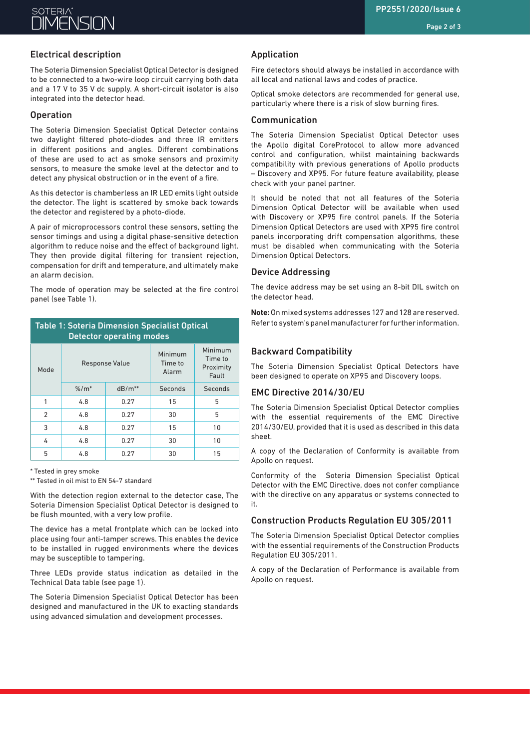## Electrical description

The Soteria Dimension Specialist Optical Detector is designed to be connected to a two-wire loop circuit carrying both data and a 17 V to 35 V dc supply. A short-circuit isolator is also integrated into the detector head.

## Operation

The Soteria Dimension Specialist Optical Detector contains two daylight filtered photo-diodes and three IR emitters in different positions and angles. Different combinations of these are used to act as smoke sensors and proximity sensors, to measure the smoke level at the detector and to detect any physical obstruction or in the event of a fire.

As this detector is chamberless an IR LED emits light outside the detector. The light is scattered by smoke back towards the detector and registered by a photo-diode.

A pair of microprocessors control these sensors, setting the sensor timings and using a digital phase-sensitive detection algorithm to reduce noise and the effect of background light. They then provide digital filtering for transient rejection, compensation for drift and temperature, and ultimately make an alarm decision.

The mode of operation may be selected at the fire control panel (see Table 1).

**Table 1: Soteria Dimension Specialist Optical Detector operating modes**

| Mode | Response Value | | Minimum Time to Alarm | Minimum Time to Proximity Fault |
|---|---|---|---|---|
| | %/m* | dB/m** | Seconds | Seconds |
| 1 | 4.8 | 0.27 | 15 | 5 |
| 2 | 4.8 | 0.27 | 30 | 5 |
| 3 | 4.8 | 0.27 | 15 | 10 |
| 4 | 4.8 | 0.27 | 30 | 10 |
| 5 | 4.8 | 0.27 | 30 | 15 |

\* Tested in grey smoke

\*\* Tested in oil mist to EN 54-7 standard

With the detection region external to the detector case, The Soteria Dimension Specialist Optical Detector is designed to be flush mounted, with a very low profile.

The device has a metal frontplate which can be locked into place using four anti-tamper screws. This enables the device to be installed in rugged environments where the devices may be susceptible to tampering.

Three LEDs provide status indication as detailed in the Technical Data table (see page 1).

The Soteria Dimension Specialist Optical Detector has been designed and manufactured in the UK to exacting standards using advanced simulation and development processes.

## Application

Fire detectors should always be installed in accordance with all local and national laws and codes of practice.

Optical smoke detectors are recommended for general use, particularly where there is a risk of slow burning fires.

## Communication

The Soteria Dimension Specialist Optical Detector uses the Apollo digital CoreProtocol to allow more advanced control and configuration, whilst maintaining backwards compatibility with previous generations of Apollo products – Discovery and XP95. For future feature availability, please check with your panel partner.

It should be noted that not all features of the Soteria Dimension Optical Detector will be available when used with Discovery or XP95 fire control panels. If the Soteria Dimension Optical Detectors are used with XP95 fire control panels incorporating drift compensation algorithms, these must be disabled when communicating with the Soteria Dimension Optical Detectors.

## Device Addressing

The device address may be set using an 8-bit DIL switch on the detector head.

**Note:** On mixed systems addresses 127 and 128 are reserved. Refer to system's panel manufacturer for further information.

## Backward Compatibility

The Soteria Dimension Specialist Optical Detectors have been designed to operate on XP95 and Discovery loops.

## EMC Directive 2014/30/EU

The Soteria Dimension Specialist Optical Detector complies with the essential requirements of the EMC Directive 2014/30/EU, provided that it is used as described in this data sheet.

A copy of the Declaration of Conformity is available from Apollo on request.

Conformity of the Soteria Dimension Specialist Optical Detector with the EMC Directive, does not confer compliance with the directive on any apparatus or systems connected to it.

## Construction Products Regulation EU 305/2011

The Soteria Dimension Specialist Optical Detector complies with the essential requirements of the Construction Products Regulation EU 305/2011.

A copy of the Declaration of Performance is available from Apollo on request.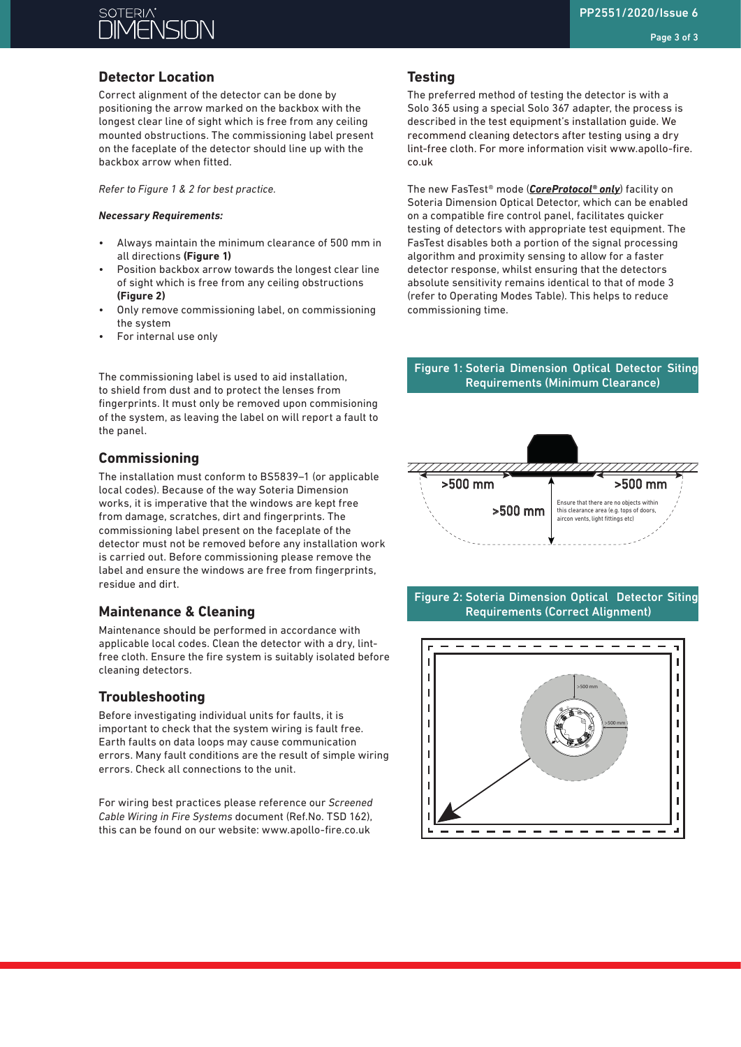## Detector Location

Correct alignment of the detector can be done by positioning the arrow marked on the backbox with the longest clear line of sight which is free from any ceiling mounted obstructions. The commissioning label present on the faceplate of the detector should line up with the backbox arrow when fitted.

*Refer to Figure 1 & 2 for best practice.*

***Necessary Requirements:***

- Always maintain the minimum clearance of 500 mm in all directions **(Figure 1)**
- Position backbox arrow towards the longest clear line of sight which is free from any ceiling obstructions **(Figure 2)**
- Only remove commissioning label, on commissioning the system
- For internal use only

The commissioning label is used to aid installation, to shield from dust and to protect the lenses from fingerprints. It must only be removed upon commisioning of the system, as leaving the label on will report a fault to the panel.

## Commissioning

The installation must conform to BS5839–1 (or applicable local codes). Because of the way Soteria Dimension works, it is imperative that the windows are kept free from damage, scratches, dirt and fingerprints. The commissioning label present on the faceplate of the detector must not be removed before any installation work is carried out. Before commissioning please remove the label and ensure the windows are free from fingerprints, residue and dirt.

## Maintenance & Cleaning

Maintenance should be performed in accordance with applicable local codes. Clean the detector with a dry, lint-free cloth. Ensure the fire system is suitably isolated before cleaning detectors.

## Troubleshooting

Before investigating individual units for faults, it is important to check that the system wiring is fault free. Earth faults on data loops may cause communication errors. Many fault conditions are the result of simple wiring errors. Check all connections to the unit.

For wiring best practices please reference our *Screened Cable Wiring in Fire Systems* document (Ref.No. TSD 162), this can be found on our website: www.apollo-fire.co.uk

## Testing

The preferred method of testing the detector is with a Solo 365 using a special Solo 367 adapter, the process is described in the test equipment's installation guide. We recommend cleaning detectors after testing using a dry lint-free cloth. For more information visit www.apollo-fire.co.uk

The new FasTest® mode (***CoreProtocol® only***) facility on Soteria Dimension Optical Detector, which can be enabled on a compatible fire control panel, facilitates quicker testing of detectors with appropriate test equipment. The FasTest disables both a portion of the signal processing algorithm and proximity sensing to allow for a faster detector response, whilst ensuring that the detectors absolute sensitivity remains identical to that of mode 3 (refer to Operating Modes Table). This helps to reduce commissioning time.

**Figure 1: Soteria Dimension Optical Detector Siting Requirements (Minimum Clearance)**

>500 mm

>500 mm

>500 mm

Ensure that there are no objects within this clearance area (e.g. tops of doors, aircon vents, light fittings etc)

**Figure 2: Soteria Dimension Optical Detector Siting Requirements (Correct Alignment)**

>500 mm

>500 mm